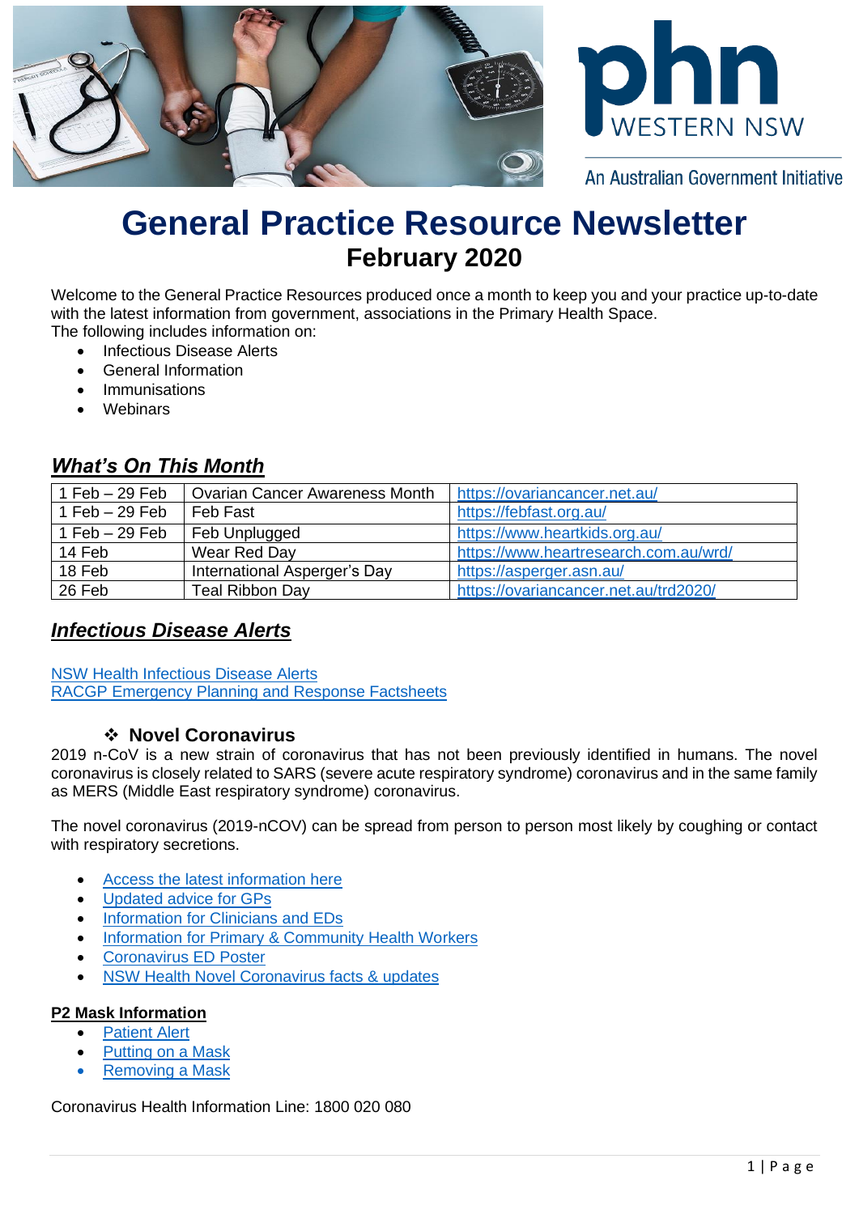phn WESTERN NSW

An Australian Government Initiative

# General Practice Resource Newsletter

## February 2020

Welcome to the General Practice Resources produced once a month to keep you and your practice up-to-date with the latest information from government, associations in the Primary Health Space.
The following includes information on:

- Infectious Disease Alerts
- General Information
- Immunisations
- Webinars

## ***What's On This Month***

| 1 Feb – 29 Feb | Ovarian Cancer Awareness Month | https://ovariancancer.net.au/ |
|---|---|---|
| 1 Feb – 29 Feb | Feb Fast | https://febfast.org.au/ |
| 1 Feb – 29 Feb | Feb Unplugged | https://www.heartkids.org.au/ |
| 14 Feb | Wear Red Day | https://www.heartresearch.com.au/wrd/ |
| 18 Feb | International Asperger's Day | https://asperger.asn.au/ |
| 26 Feb | Teal Ribbon Day | https://ovariancancer.net.au/trd2020/ |

## ***Infectious Disease Alerts***

NSW Health Infectious Disease Alerts
RACGP Emergency Planning and Response Factsheets

### ❖ Novel Coronavirus

2019 n-CoV is a new strain of coronavirus that has not been previously identified in humans. The novel coronavirus is closely related to SARS (severe acute respiratory syndrome) coronavirus and in the same family as MERS (Middle East respiratory syndrome) coronavirus.

The novel coronavirus (2019-nCOV) can be spread from person to person most likely by coughing or contact with respiratory secretions.

- Access the latest information here
- Updated advice for GPs
- Information for Clinicians and EDs
- Information for Primary & Community Health Workers
- Coronavirus ED Poster
- NSW Health Novel Coronavirus facts & updates

**P2 Mask Information**

- Patient Alert
- Putting on a Mask
- Removing a Mask

Coronavirus Health Information Line: 1800 020 080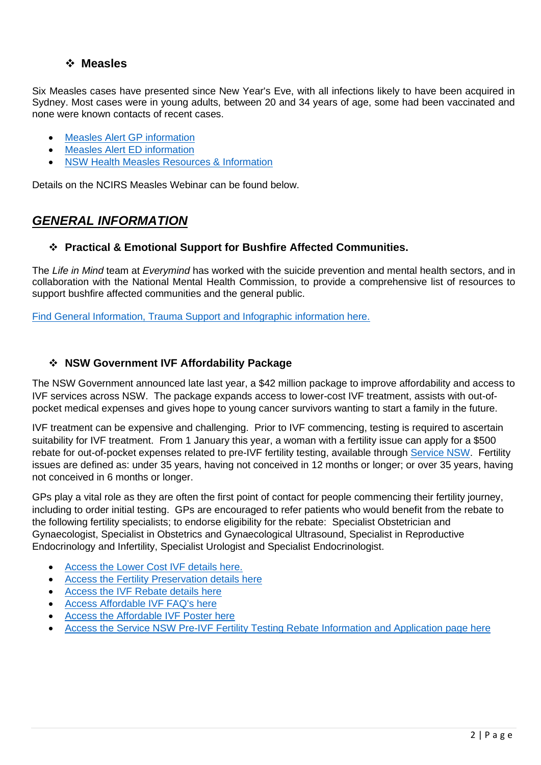### ❖ Measles

Six Measles cases have presented since New Year's Eve, with all infections likely to have been acquired in Sydney. Most cases were in young adults, between 20 and 34 years of age, some had been vaccinated and none were known contacts of recent cases.

- Measles Alert GP information
- Measles Alert ED information
- NSW Health Measles Resources & Information

Details on the NCIRS Measles Webinar can be found below.

## ***GENERAL INFORMATION***

### ❖ Practical & Emotional Support for Bushfire Affected Communities.

The *Life in Mind* team at *Everymind* has worked with the suicide prevention and mental health sectors, and in collaboration with the National Mental Health Commission, to provide a comprehensive list of resources to support bushfire affected communities and the general public.

Find General Information, Trauma Support and Infographic information here.

### ❖ NSW Government IVF Affordability Package

The NSW Government announced late last year, a $42 million package to improve affordability and access to IVF services across NSW. The package expands access to lower-cost IVF treatment, assists with out-of-pocket medical expenses and gives hope to young cancer survivors wanting to start a family in the future.

IVF treatment can be expensive and challenging. Prior to IVF commencing, testing is required to ascertain suitability for IVF treatment. From 1 January this year, a woman with a fertility issue can apply for a $500 rebate for out-of-pocket expenses related to pre-IVF fertility testing, available through Service NSW. Fertility issues are defined as: under 35 years, having not conceived in 12 months or longer; or over 35 years, having not conceived in 6 months or longer.

GPs play a vital role as they are often the first point of contact for people commencing their fertility journey, including to order initial testing. GPs are encouraged to refer patients who would benefit from the rebate to the following fertility specialists; to endorse eligibility for the rebate: Specialist Obstetrician and Gynaecologist, Specialist in Obstetrics and Gynaecological Ultrasound, Specialist in Reproductive Endocrinology and Infertility, Specialist Urologist and Specialist Endocrinologist.

- Access the Lower Cost IVF details here.
- Access the Fertility Preservation details here
- Access the IVF Rebate details here
- Access Affordable IVF FAQ's here
- Access the Affordable IVF Poster here
- Access the Service NSW Pre-IVF Fertility Testing Rebate Information and Application page here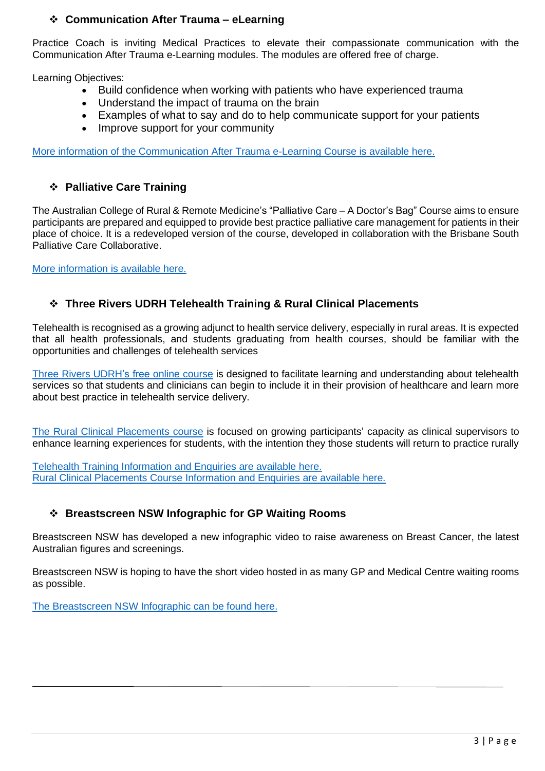## ❖ Communication After Trauma – eLearning

Practice Coach is inviting Medical Practices to elevate their compassionate communication with the Communication After Trauma e-Learning modules. The modules are offered free of charge.

Learning Objectives:

- Build confidence when working with patients who have experienced trauma
- Understand the impact of trauma on the brain
- Examples of what to say and do to help communicate support for your patients
- Improve support for your community

More information of the Communication After Trauma e-Learning Course is available here.

## ❖ Palliative Care Training

The Australian College of Rural & Remote Medicine's "Palliative Care – A Doctor's Bag" Course aims to ensure participants are prepared and equipped to provide best practice palliative care management for patients in their place of choice. It is a redeveloped version of the course, developed in collaboration with the Brisbane South Palliative Care Collaborative.

More information is available here.

## ❖ Three Rivers UDRH Telehealth Training & Rural Clinical Placements

Telehealth is recognised as a growing adjunct to health service delivery, especially in rural areas. It is expected that all health professionals, and students graduating from health courses, should be familiar with the opportunities and challenges of telehealth services

Three Rivers UDRH's free online course is designed to facilitate learning and understanding about telehealth services so that students and clinicians can begin to include it in their provision of healthcare and learn more about best practice in telehealth service delivery.

The Rural Clinical Placements course is focused on growing participants' capacity as clinical supervisors to enhance learning experiences for students, with the intention they those students will return to practice rurally

Telehealth Training Information and Enquiries are available here.
Rural Clinical Placements Course Information and Enquiries are available here.

## ❖ Breastscreen NSW Infographic for GP Waiting Rooms

Breastscreen NSW has developed a new infographic video to raise awareness on Breast Cancer, the latest Australian figures and screenings.

Breastscreen NSW is hoping to have the short video hosted in as many GP and Medical Centre waiting rooms as possible.

The Breastscreen NSW Infographic can be found here.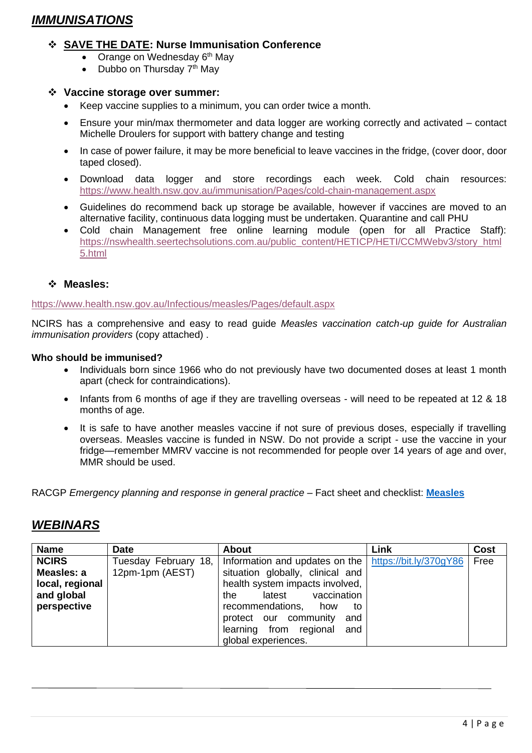## ***IMMUNISATIONS***

- **SAVE THE DATE: Nurse Immunisation Conference**
  - Orange on Wednesday 6th May
  - Dubbo on Thursday 7th May

- **Vaccine storage over summer:**
  - Keep vaccine supplies to a minimum, you can order twice a month.
  - Ensure your min/max thermometer and data logger are working correctly and activated – contact Michelle Droulers for support with battery change and testing
  - In case of power failure, it may be more beneficial to leave vaccines in the fridge, (cover door, door taped closed).
  - Download data logger and store recordings each week. Cold chain resources: https://www.health.nsw.gov.au/immunisation/Pages/cold-chain-management.aspx
  - Guidelines do recommend back up storage be available, however if vaccines are moved to an alternative facility, continuous data logging must be undertaken. Quarantine and call PHU
  - Cold chain Management free online learning module (open for all Practice Staff): https://nswhealth.seertechsolutions.com.au/public_content/HETICP/HETI/CCMWebv3/story_html5.html

- **Measles:**

https://www.health.nsw.gov.au/Infectious/measles/Pages/default.aspx

NCIRS has a comprehensive and easy to read guide *Measles vaccination catch-up guide for Australian immunisation providers* (copy attached) .

**Who should be immunised?**

- Individuals born since 1966 who do not previously have two documented doses at least 1 month apart (check for contraindications).
- Infants from 6 months of age if they are travelling overseas - will need to be repeated at 12 & 18 months of age.
- It is safe to have another measles vaccine if not sure of previous doses, especially if travelling overseas. Measles vaccine is funded in NSW. Do not provide a script - use the vaccine in your fridge—remember MMRV vaccine is not recommended for people over 14 years of age and over, MMR should be used.

RACGP *Emergency planning and response in general practice* – Fact sheet and checklist: **Measles**

## ***WEBINARS***

| Name | Date | About | Link | Cost |
|---|---|---|---|---|
| **NCIRS Measles: a local, regional and global perspective** | Tuesday February 18, 12pm-1pm (AEST) | Information and updates on the situation globally, clinical and health system impacts involved, the latest vaccination recommendations, how to protect our community and learning from regional and global experiences. | https://bit.ly/370gY86 | Free |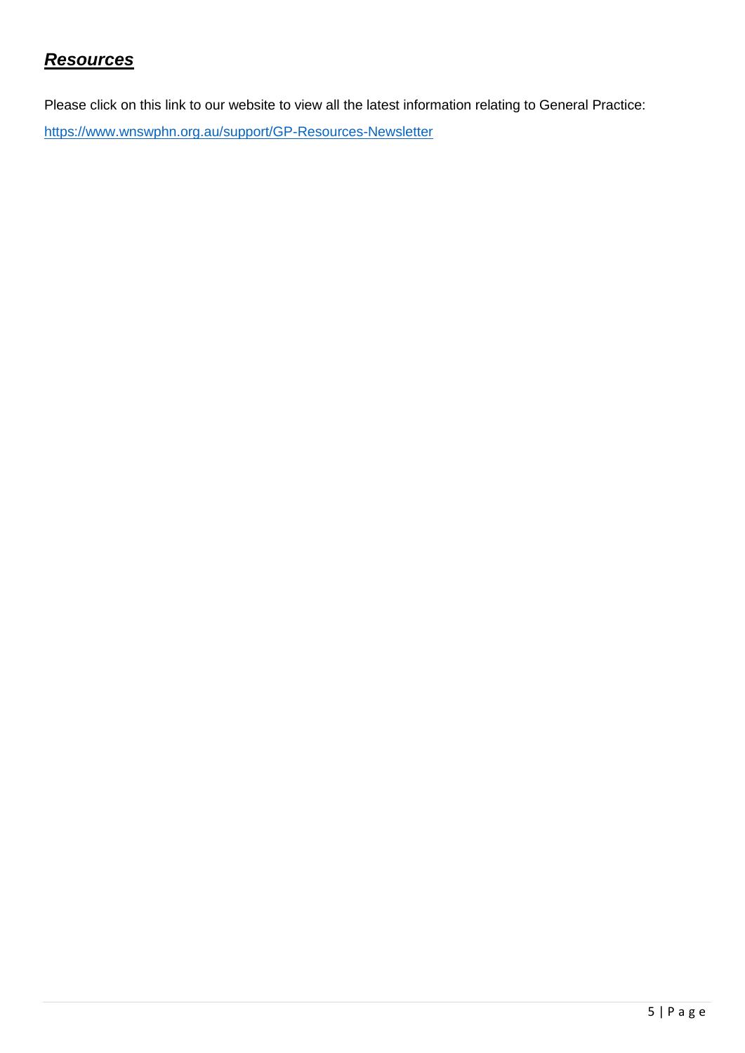## ***Resources***

Please click on this link to our website to view all the latest information relating to General Practice:

https://www.wnswphn.org.au/support/GP-Resources-Newsletter